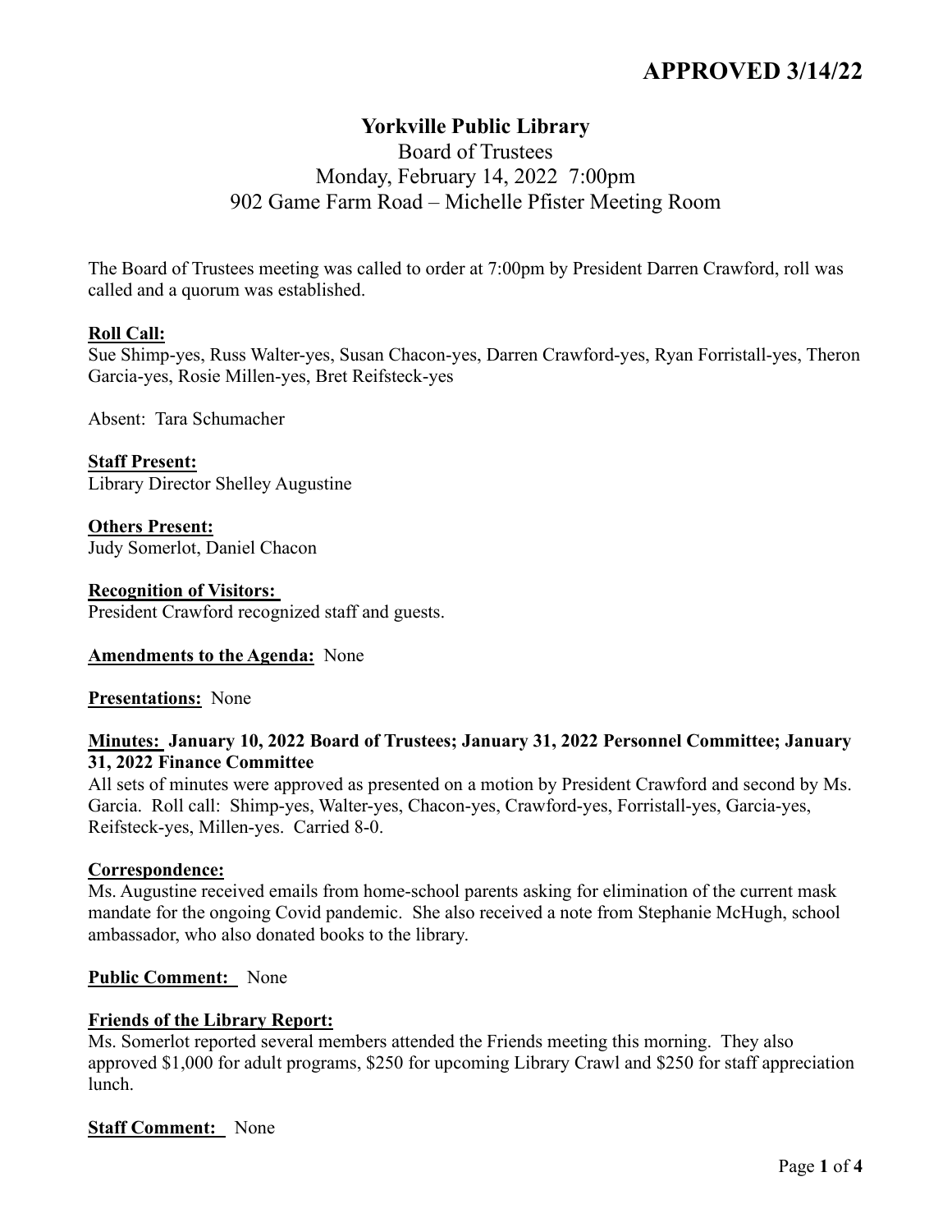**APPROVED 3/14/22**

# Yorkville Public Library

Board of Trustees
Monday, February 14, 2022 7:00pm
902 Game Farm Road – Michelle Pfister Meeting Room

The Board of Trustees meeting was called to order at 7:00pm by President Darren Crawford, roll was called and a quorum was established.

**Roll Call:**
Sue Shimp-yes, Russ Walter-yes, Susan Chacon-yes, Darren Crawford-yes, Ryan Forristall-yes, Theron Garcia-yes, Rosie Millen-yes, Bret Reifsteck-yes

Absent: Tara Schumacher

**Staff Present:**
Library Director Shelley Augustine

**Others Present:**
Judy Somerlot, Daniel Chacon

**Recognition of Visitors:**
President Crawford recognized staff and guests.

**Amendments to the Agenda:** None

**Presentations:** None

**Minutes: January 10, 2022 Board of Trustees; January 31, 2022 Personnel Committee; January 31, 2022 Finance Committee**
All sets of minutes were approved as presented on a motion by President Crawford and second by Ms. Garcia. Roll call: Shimp-yes, Walter-yes, Chacon-yes, Crawford-yes, Forristall-yes, Garcia-yes, Reifsteck-yes, Millen-yes. Carried 8-0.

**Correspondence:**
Ms. Augustine received emails from home-school parents asking for elimination of the current mask mandate for the ongoing Covid pandemic. She also received a note from Stephanie McHugh, school ambassador, who also donated books to the library.

**Public Comment:** None

**Friends of the Library Report:**
Ms. Somerlot reported several members attended the Friends meeting this morning. They also approved $1,000 for adult programs, $250 for upcoming Library Crawl and $250 for staff appreciation lunch.

**Staff Comment:** None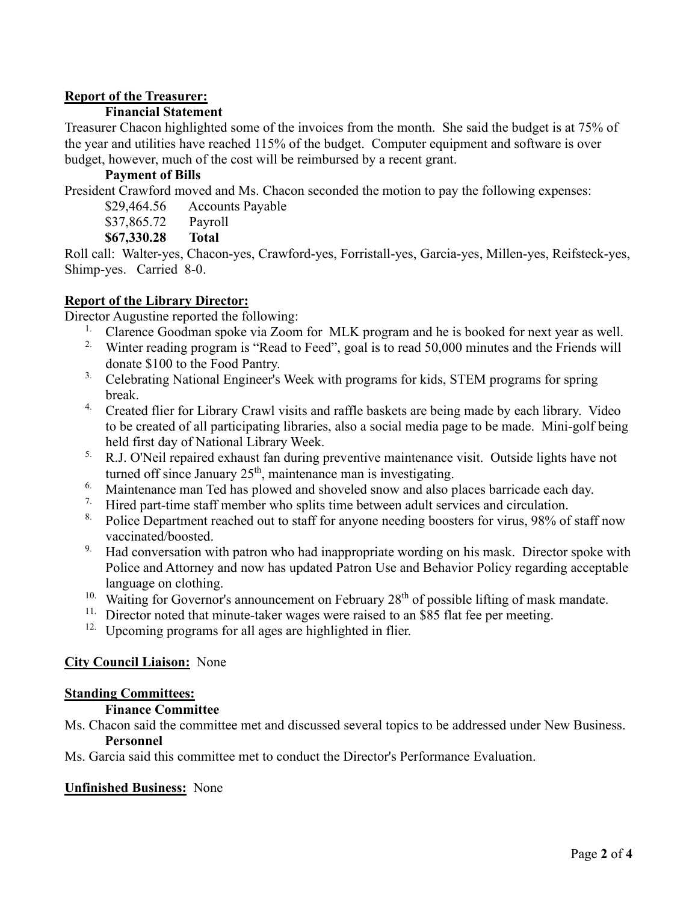**Report of the Treasurer:**

**Financial Statement**

Treasurer Chacon highlighted some of the invoices from the month. She said the budget is at 75% of the year and utilities have reached 115% of the budget. Computer equipment and software is over budget, however, much of the cost will be reimbursed by a recent grant.

**Payment of Bills**

President Crawford moved and Ms. Chacon seconded the motion to pay the following expenses:

| | |
|---|---|
| \$29,464.56 | Accounts Payable |
| \$37,865.72 | Payroll |
| **\$67,330.28** | **Total** |

Roll call: Walter-yes, Chacon-yes, Crawford-yes, Forristall-yes, Garcia-yes, Millen-yes, Reifsteck-yes, Shimp-yes. Carried 8-0.

**Report of the Library Director:**

Director Augustine reported the following:

1. Clarence Goodman spoke via Zoom for MLK program and he is booked for next year as well.
2. Winter reading program is "Read to Feed", goal is to read 50,000 minutes and the Friends will donate \$100 to the Food Pantry.
3. Celebrating National Engineer's Week with programs for kids, STEM programs for spring break.
4. Created flier for Library Crawl visits and raffle baskets are being made by each library. Video to be created of all participating libraries, also a social media page to be made. Mini-golf being held first day of National Library Week.
5. R.J. O'Neil repaired exhaust fan during preventive maintenance visit. Outside lights have not turned off since January 25th, maintenance man is investigating.
6. Maintenance man Ted has plowed and shoveled snow and also places barricade each day.
7. Hired part-time staff member who splits time between adult services and circulation.
8. Police Department reached out to staff for anyone needing boosters for virus, 98% of staff now vaccinated/boosted.
9. Had conversation with patron who had inappropriate wording on his mask. Director spoke with Police and Attorney and now has updated Patron Use and Behavior Policy regarding acceptable language on clothing.
10. Waiting for Governor's announcement on February 28th of possible lifting of mask mandate.
11. Director noted that minute-taker wages were raised to an \$85 flat fee per meeting.
12. Upcoming programs for all ages are highlighted in flier.

**City Council Liaison:** None

**Standing Committees:**

**Finance Committee**

Ms. Chacon said the committee met and discussed several topics to be addressed under New Business.

**Personnel**

Ms. Garcia said this committee met to conduct the Director's Performance Evaluation.

**Unfinished Business:** None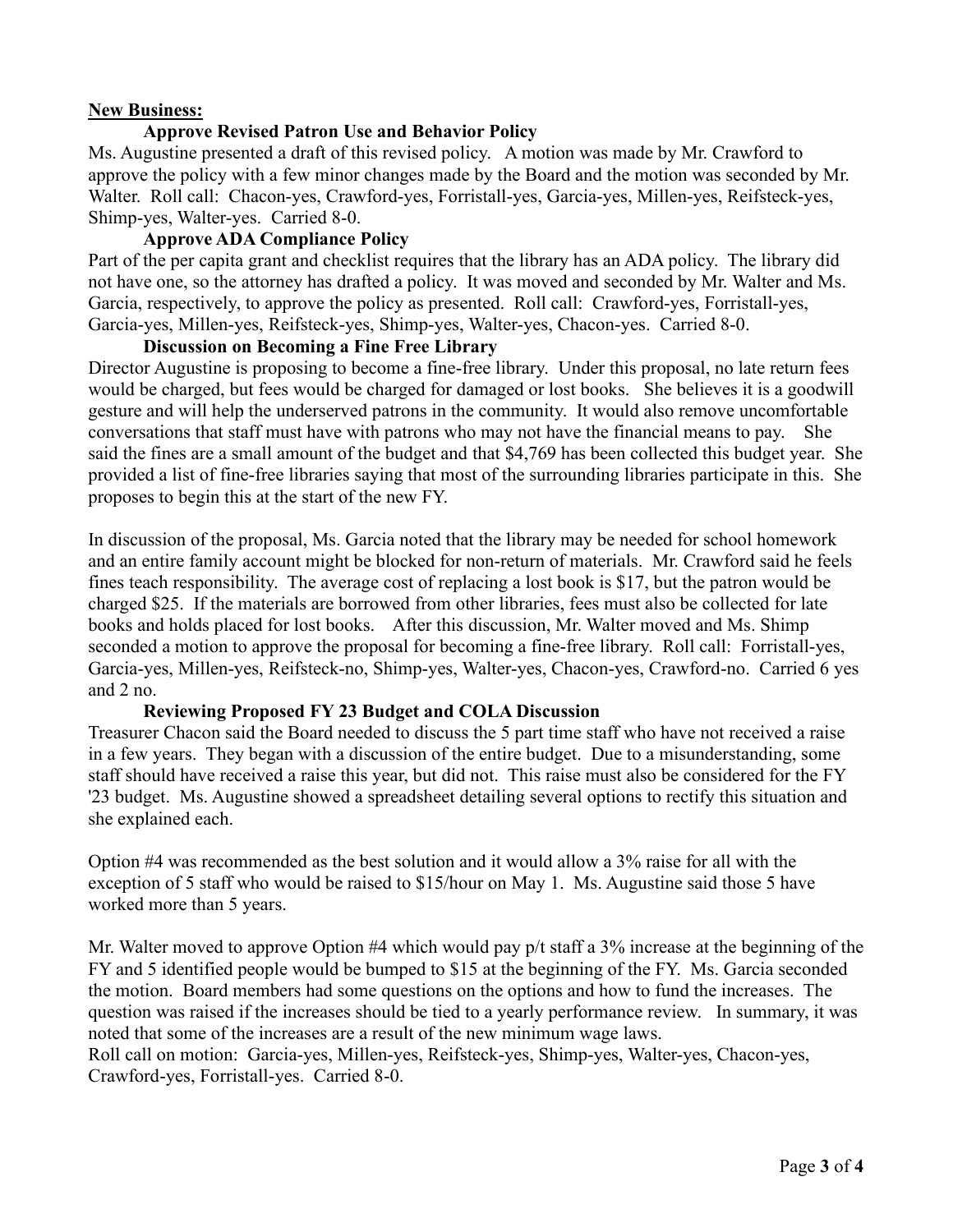**New Business:**

**Approve Revised Patron Use and Behavior Policy**

Ms. Augustine presented a draft of this revised policy. A motion was made by Mr. Crawford to approve the policy with a few minor changes made by the Board and the motion was seconded by Mr. Walter. Roll call: Chacon-yes, Crawford-yes, Forristall-yes, Garcia-yes, Millen-yes, Reifsteck-yes, Shimp-yes, Walter-yes. Carried 8-0.

**Approve ADA Compliance Policy**

Part of the per capita grant and checklist requires that the library has an ADA policy. The library did not have one, so the attorney has drafted a policy. It was moved and seconded by Mr. Walter and Ms. Garcia, respectively, to approve the policy as presented. Roll call: Crawford-yes, Forristall-yes, Garcia-yes, Millen-yes, Reifsteck-yes, Shimp-yes, Walter-yes, Chacon-yes. Carried 8-0.

**Discussion on Becoming a Fine Free Library**

Director Augustine is proposing to become a fine-free library. Under this proposal, no late return fees would be charged, but fees would be charged for damaged or lost books. She believes it is a goodwill gesture and will help the underserved patrons in the community. It would also remove uncomfortable conversations that staff must have with patrons who may not have the financial means to pay. She said the fines are a small amount of the budget and that $4,769 has been collected this budget year. She provided a list of fine-free libraries saying that most of the surrounding libraries participate in this. She proposes to begin this at the start of the new FY.

In discussion of the proposal, Ms. Garcia noted that the library may be needed for school homework and an entire family account might be blocked for non-return of materials. Mr. Crawford said he feels fines teach responsibility. The average cost of replacing a lost book is $17, but the patron would be charged $25. If the materials are borrowed from other libraries, fees must also be collected for late books and holds placed for lost books. After this discussion, Mr. Walter moved and Ms. Shimp seconded a motion to approve the proposal for becoming a fine-free library. Roll call: Forristall-yes, Garcia-yes, Millen-yes, Reifsteck-no, Shimp-yes, Walter-yes, Chacon-yes, Crawford-no. Carried 6 yes and 2 no.

**Reviewing Proposed FY 23 Budget and COLA Discussion**

Treasurer Chacon said the Board needed to discuss the 5 part time staff who have not received a raise in a few years. They began with a discussion of the entire budget. Due to a misunderstanding, some staff should have received a raise this year, but did not. This raise must also be considered for the FY '23 budget. Ms. Augustine showed a spreadsheet detailing several options to rectify this situation and she explained each.

Option #4 was recommended as the best solution and it would allow a 3% raise for all with the exception of 5 staff who would be raised to $15/hour on May 1. Ms. Augustine said those 5 have worked more than 5 years.

Mr. Walter moved to approve Option #4 which would pay p/t staff a 3% increase at the beginning of the FY and 5 identified people would be bumped to $15 at the beginning of the FY. Ms. Garcia seconded the motion. Board members had some questions on the options and how to fund the increases. The question was raised if the increases should be tied to a yearly performance review. In summary, it was noted that some of the increases are a result of the new minimum wage laws.

Roll call on motion: Garcia-yes, Millen-yes, Reifsteck-yes, Shimp-yes, Walter-yes, Chacon-yes, Crawford-yes, Forristall-yes. Carried 8-0.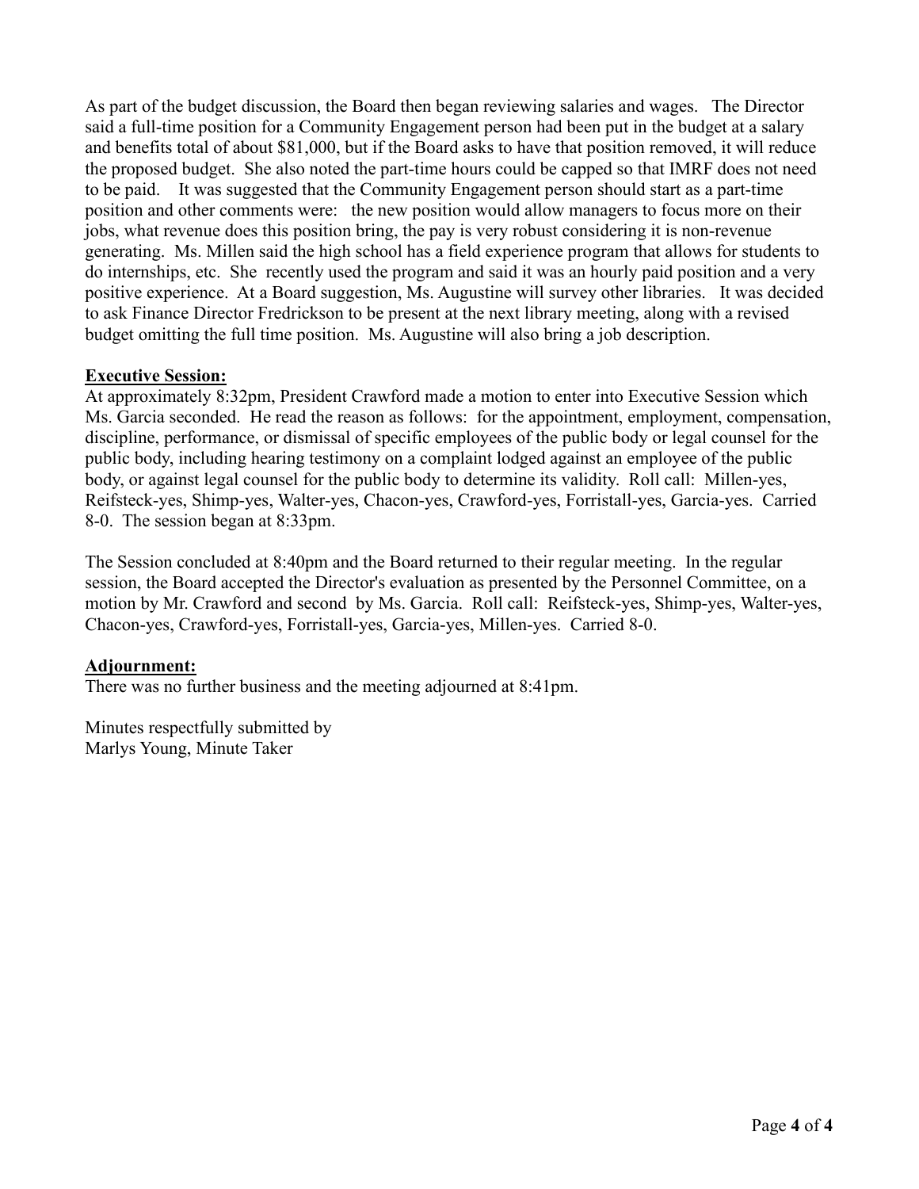As part of the budget discussion, the Board then began reviewing salaries and wages. The Director said a full-time position for a Community Engagement person had been put in the budget at a salary and benefits total of about $81,000, but if the Board asks to have that position removed, it will reduce the proposed budget. She also noted the part-time hours could be capped so that IMRF does not need to be paid. It was suggested that the Community Engagement person should start as a part-time position and other comments were: the new position would allow managers to focus more on their jobs, what revenue does this position bring, the pay is very robust considering it is non-revenue generating. Ms. Millen said the high school has a field experience program that allows for students to do internships, etc. She recently used the program and said it was an hourly paid position and a very positive experience. At a Board suggestion, Ms. Augustine will survey other libraries. It was decided to ask Finance Director Fredrickson to be present at the next library meeting, along with a revised budget omitting the full time position. Ms. Augustine will also bring a job description.

**Executive Session:**

At approximately 8:32pm, President Crawford made a motion to enter into Executive Session which Ms. Garcia seconded. He read the reason as follows: for the appointment, employment, compensation, discipline, performance, or dismissal of specific employees of the public body or legal counsel for the public body, including hearing testimony on a complaint lodged against an employee of the public body, or against legal counsel for the public body to determine its validity. Roll call: Millen-yes, Reifsteck-yes, Shimp-yes, Walter-yes, Chacon-yes, Crawford-yes, Forristall-yes, Garcia-yes. Carried 8-0. The session began at 8:33pm.

The Session concluded at 8:40pm and the Board returned to their regular meeting. In the regular session, the Board accepted the Director's evaluation as presented by the Personnel Committee, on a motion by Mr. Crawford and second by Ms. Garcia. Roll call: Reifsteck-yes, Shimp-yes, Walter-yes, Chacon-yes, Crawford-yes, Forristall-yes, Garcia-yes, Millen-yes. Carried 8-0.

**Adjournment:**

There was no further business and the meeting adjourned at 8:41pm.

Minutes respectfully submitted by
Marlys Young, Minute Taker